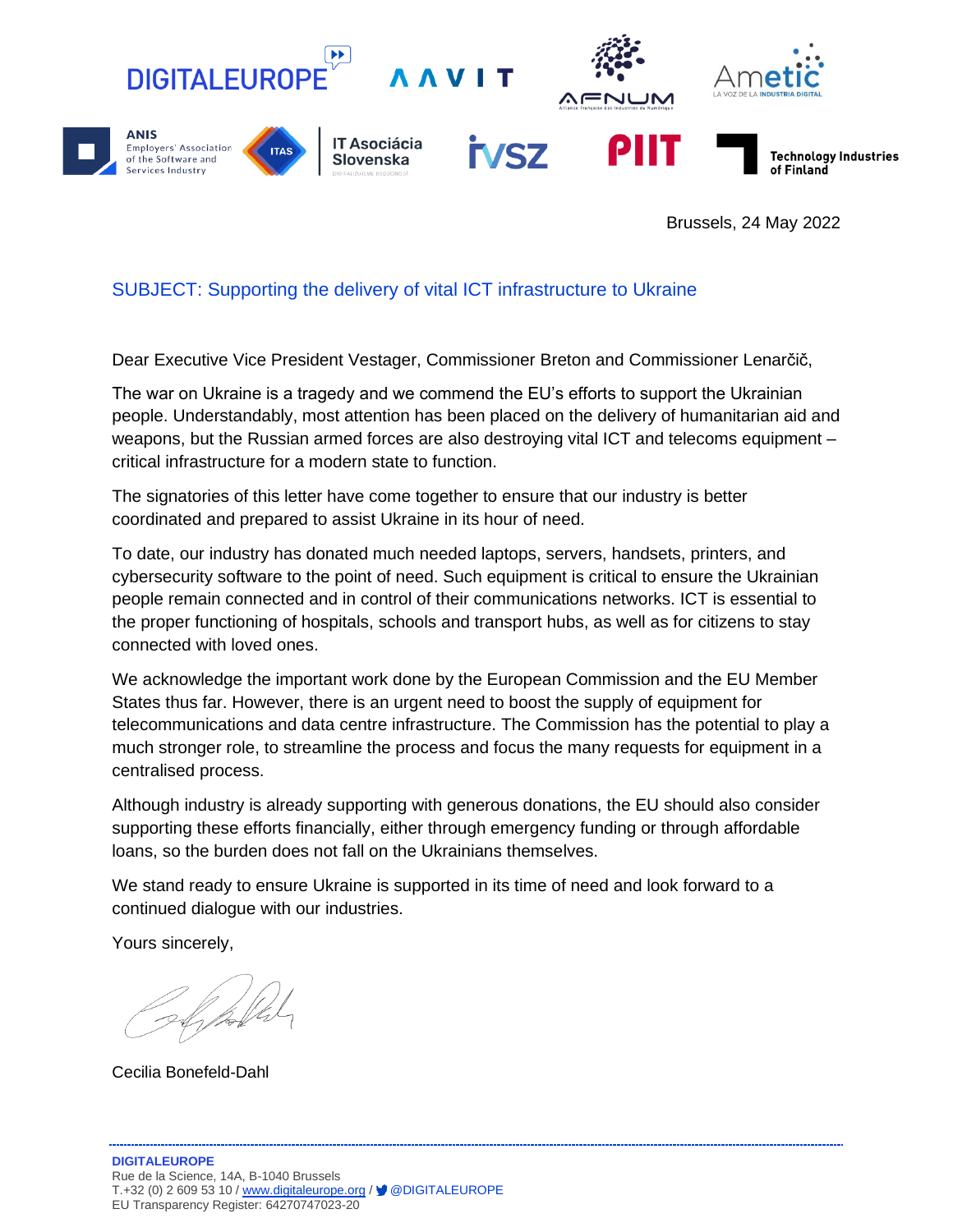Brussels, 24 May 2022

## SUBJECT: Supporting the delivery of vital ICT infrastructure to Ukraine

Dear Executive Vice President Vestager, Commissioner Breton and Commissioner Lenarčič,

The war on Ukraine is a tragedy and we commend the EU's efforts to support the Ukrainian people. Understandably, most attention has been placed on the delivery of humanitarian aid and weapons, but the Russian armed forces are also destroying vital ICT and telecoms equipment – critical infrastructure for a modern state to function.

The signatories of this letter have come together to ensure that our industry is better coordinated and prepared to assist Ukraine in its hour of need.

To date, our industry has donated much needed laptops, servers, handsets, printers, and cybersecurity software to the point of need. Such equipment is critical to ensure the Ukrainian people remain connected and in control of their communications networks. ICT is essential to the proper functioning of hospitals, schools and transport hubs, as well as for citizens to stay connected with loved ones.

We acknowledge the important work done by the European Commission and the EU Member States thus far. However, there is an urgent need to boost the supply of equipment for telecommunications and data centre infrastructure. The Commission has the potential to play a much stronger role, to streamline the process and focus the many requests for equipment in a centralised process.

Although industry is already supporting with generous donations, the EU should also consider supporting these efforts financially, either through emergency funding or through affordable loans, so the burden does not fall on the Ukrainians themselves.

We stand ready to ensure Ukraine is supported in its time of need and look forward to a continued dialogue with our industries.

Yours sincerely,

Cecilia Bonefeld-Dahl

**DIGITALEUROPE**
Rue de la Science, 14A, B-1040 Brussels
T.+32 (0) 2 609 53 10 / www.digitaleurope.org / @DIGITALEUROPE
EU Transparency Register: 64270747023-20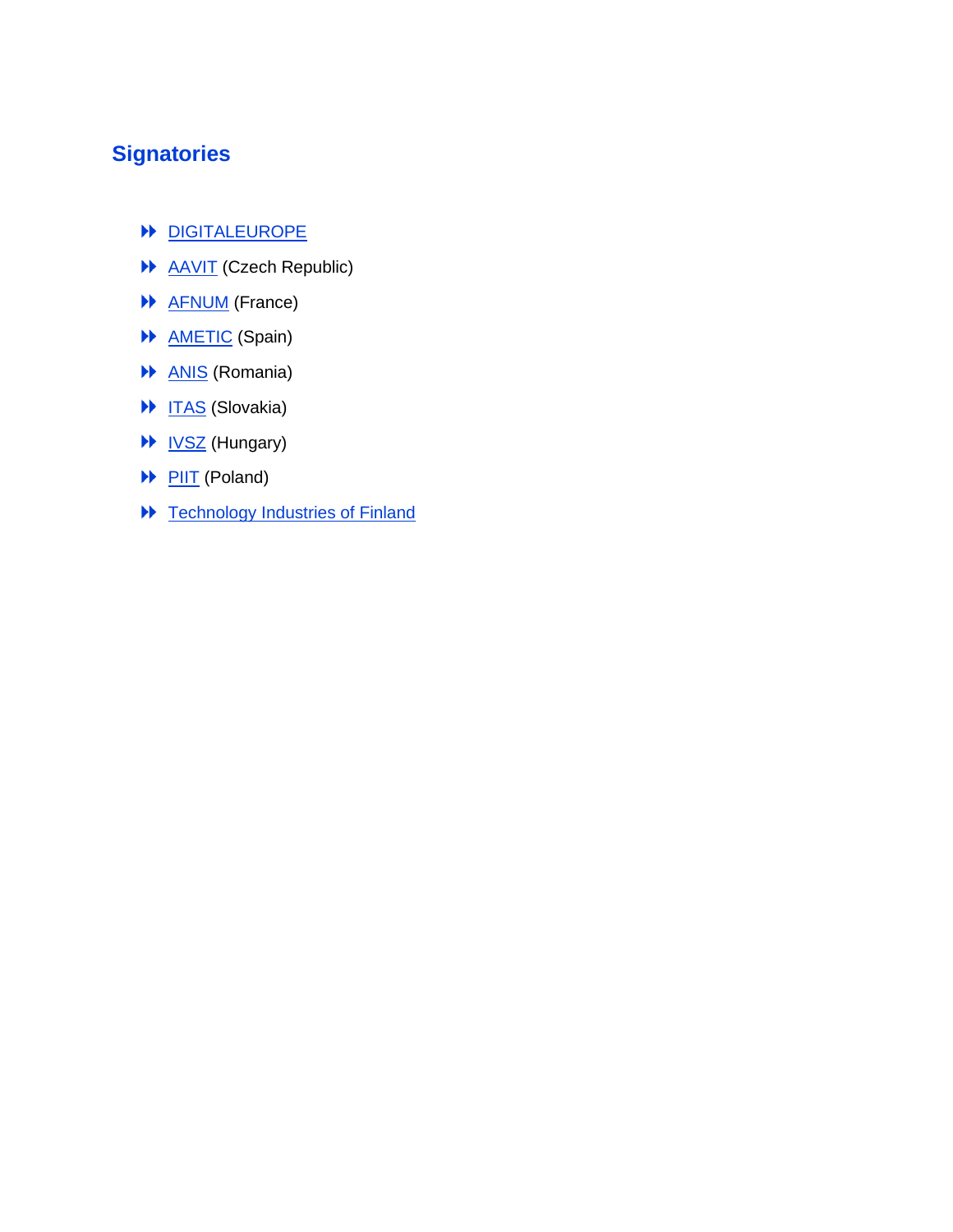## Signatories

- DIGITALEUROPE
- AAVIT (Czech Republic)
- AFNUM (France)
- AMETIC (Spain)
- ANIS (Romania)
- ITAS (Slovakia)
- IVSZ (Hungary)
- PIIT (Poland)
- Technology Industries of Finland